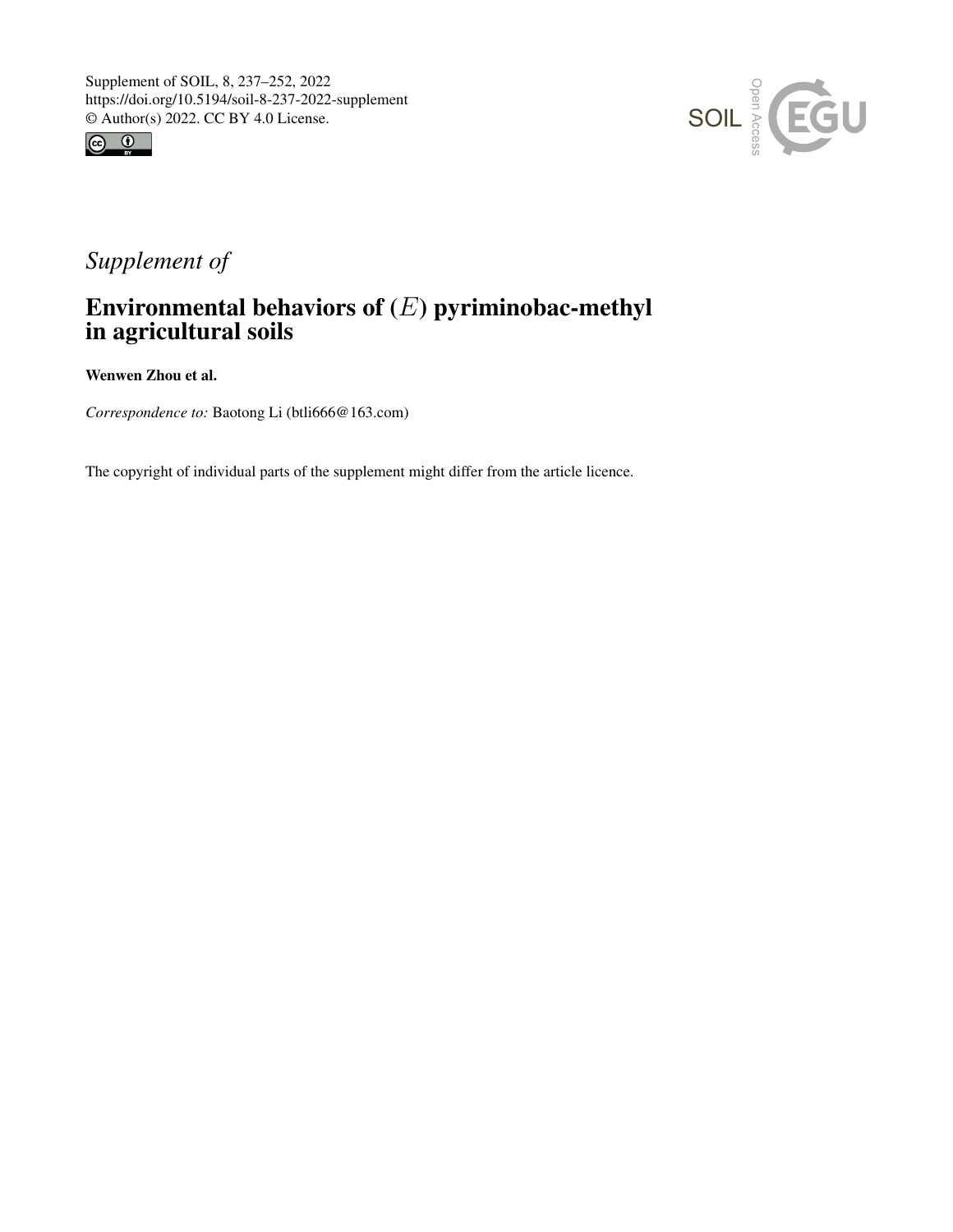Supplement of SOIL, 8, 237–252, 2022
https://doi.org/10.5194/soil-8-237-2022-supplement
© Author(s) 2022. CC BY 4.0 License.

*Supplement of*

# Environmental behaviors of ($E$) pyriminobac-methyl in agricultural soils

**Wenwen Zhou et al.**

*Correspondence to:* Baotong Li (btli666@163.com)

The copyright of individual parts of the supplement might differ from the article licence.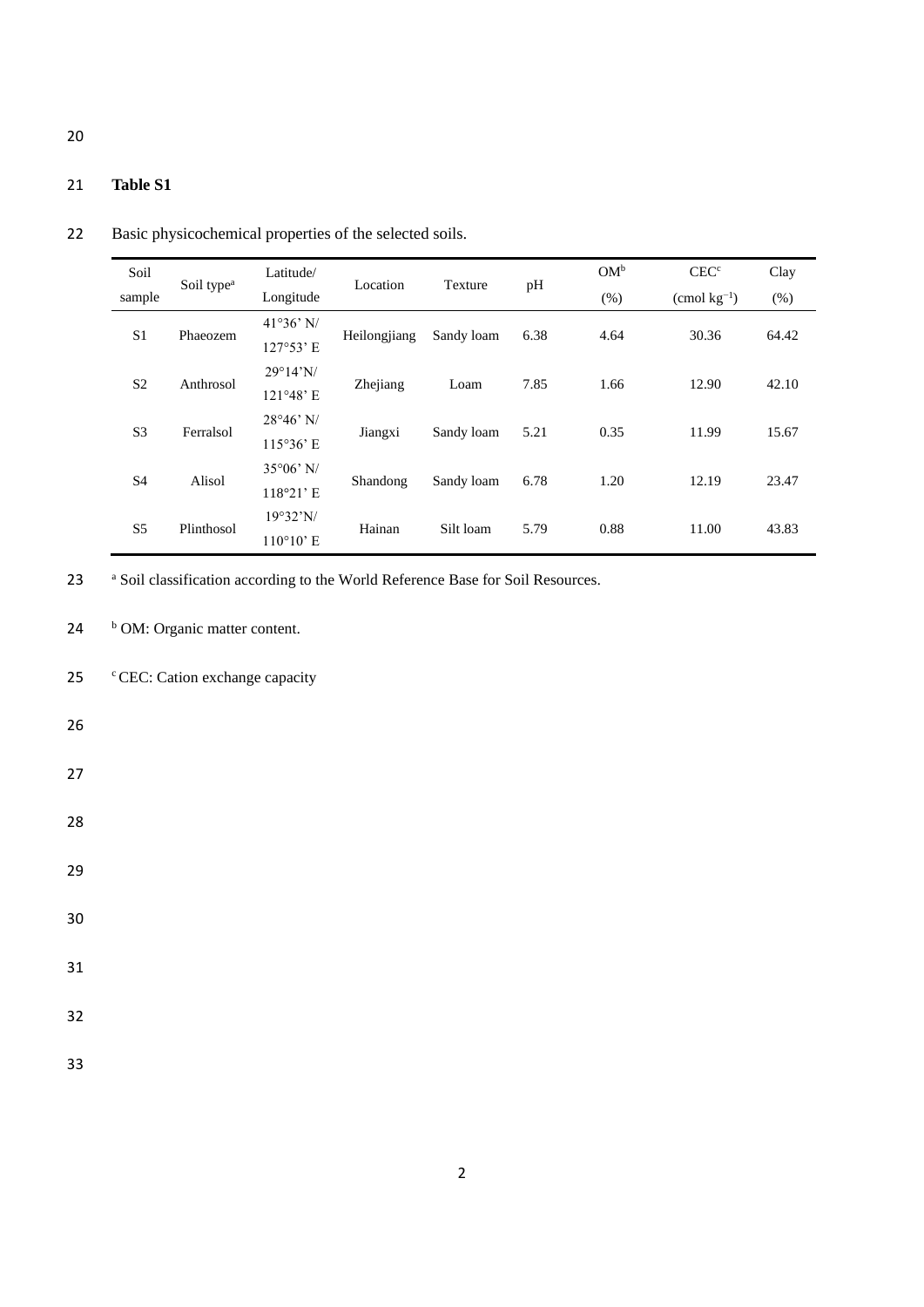**Table S1**

Basic physicochemical properties of the selected soils.

| Soil sample | Soil type[a] | Latitude/ Longitude | Location | Texture | pH | OM[b] (%) | CEC[c] (cmol kg$^{-1}$) | Clay (%) |
|---|---|---|---|---|---|---|---|---|
| S1 | Phaeozem | 41°36’ N/ 127°53’ E | Heilongjiang | Sandy loam | 6.38 | 4.64 | 30.36 | 64.42 |
| S2 | Anthrosol | 29°14’N/ 121°48’ E | Zhejiang | Loam | 7.85 | 1.66 | 12.90 | 42.10 |
| S3 | Ferralsol | 28°46’ N/ 115°36’ E | Jiangxi | Sandy loam | 5.21 | 0.35 | 11.99 | 15.67 |
| S4 | Alisol | 35°06’ N/ 118°21’ E | Shandong | Sandy loam | 6.78 | 1.20 | 12.19 | 23.47 |
| S5 | Plinthosol | 19°32’N/ 110°10’ E | Hainan | Silt loam | 5.79 | 0.88 | 11.00 | 43.83 |

[a] Soil classification according to the World Reference Base for Soil Resources.

[b] OM: Organic matter content.

[c] CEC: Cation exchange capacity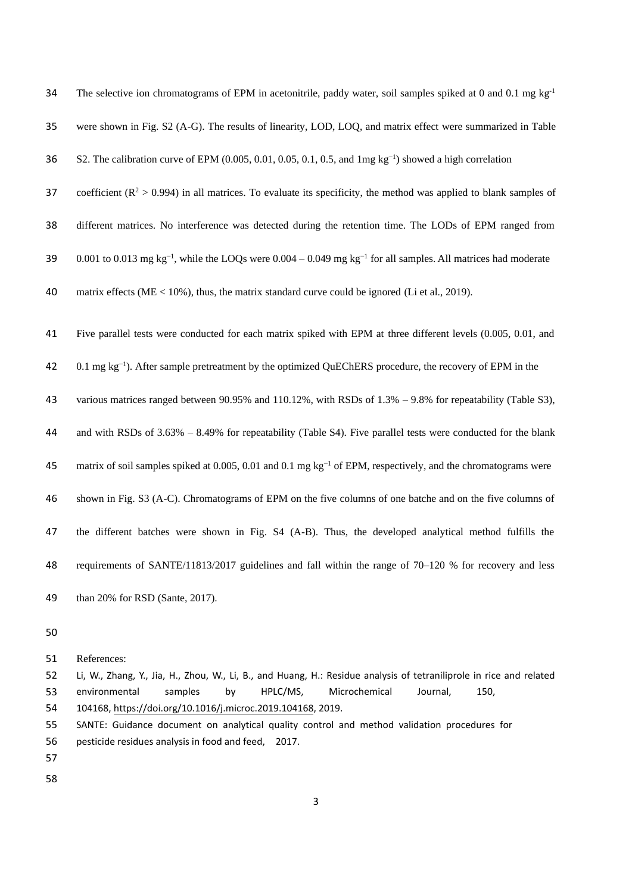The selective ion chromatograms of EPM in acetonitrile, paddy water, soil samples spiked at 0 and 0.1 mg kg$^{-1}$ were shown in Fig. S2 (A-G). The results of linearity, LOD, LOQ, and matrix effect were summarized in Table S2. The calibration curve of EPM (0.005, 0.01, 0.05, 0.1, 0.5, and 1mg kg$^{-1}$) showed a high correlation coefficient ($R^2 > 0.994$) in all matrices. To evaluate its specificity, the method was applied to blank samples of different matrices. No interference was detected during the retention time. The LODs of EPM ranged from 0.001 to 0.013 mg kg$^{-1}$, while the LOQs were 0.004 – 0.049 mg kg$^{-1}$ for all samples. All matrices had moderate matrix effects (ME < 10%), thus, the matrix standard curve could be ignored (Li et al., 2019).

Five parallel tests were conducted for each matrix spiked with EPM at three different levels (0.005, 0.01, and 0.1 mg kg$^{-1}$). After sample pretreatment by the optimized QuEChERS procedure, the recovery of EPM in the various matrices ranged between 90.95% and 110.12%, with RSDs of 1.3% – 9.8% for repeatability (Table S3), and with RSDs of 3.63% – 8.49% for repeatability (Table S4). Five parallel tests were conducted for the blank matrix of soil samples spiked at 0.005, 0.01 and 0.1 mg kg$^{-1}$ of EPM, respectively, and the chromatograms were shown in Fig. S3 (A-C). Chromatograms of EPM on the five columns of one batche and on the five columns of the different batches were shown in Fig. S4 (A-B). Thus, the developed analytical method fulfills the requirements of SANTE/11813/2017 guidelines and fall within the range of 70–120 % for recovery and less than 20% for RSD (Sante, 2017).

References:

Li, W., Zhang, Y., Jia, H., Zhou, W., Li, B., and Huang, H.: Residue analysis of tetraniliprole in rice and related environmental samples by HPLC/MS, Microchemical Journal, 150, 104168, https://doi.org/10.1016/j.microc.2019.104168, 2019.

SANTE: Guidance document on analytical quality control and method validation procedures for pesticide residues analysis in food and feed, 2017.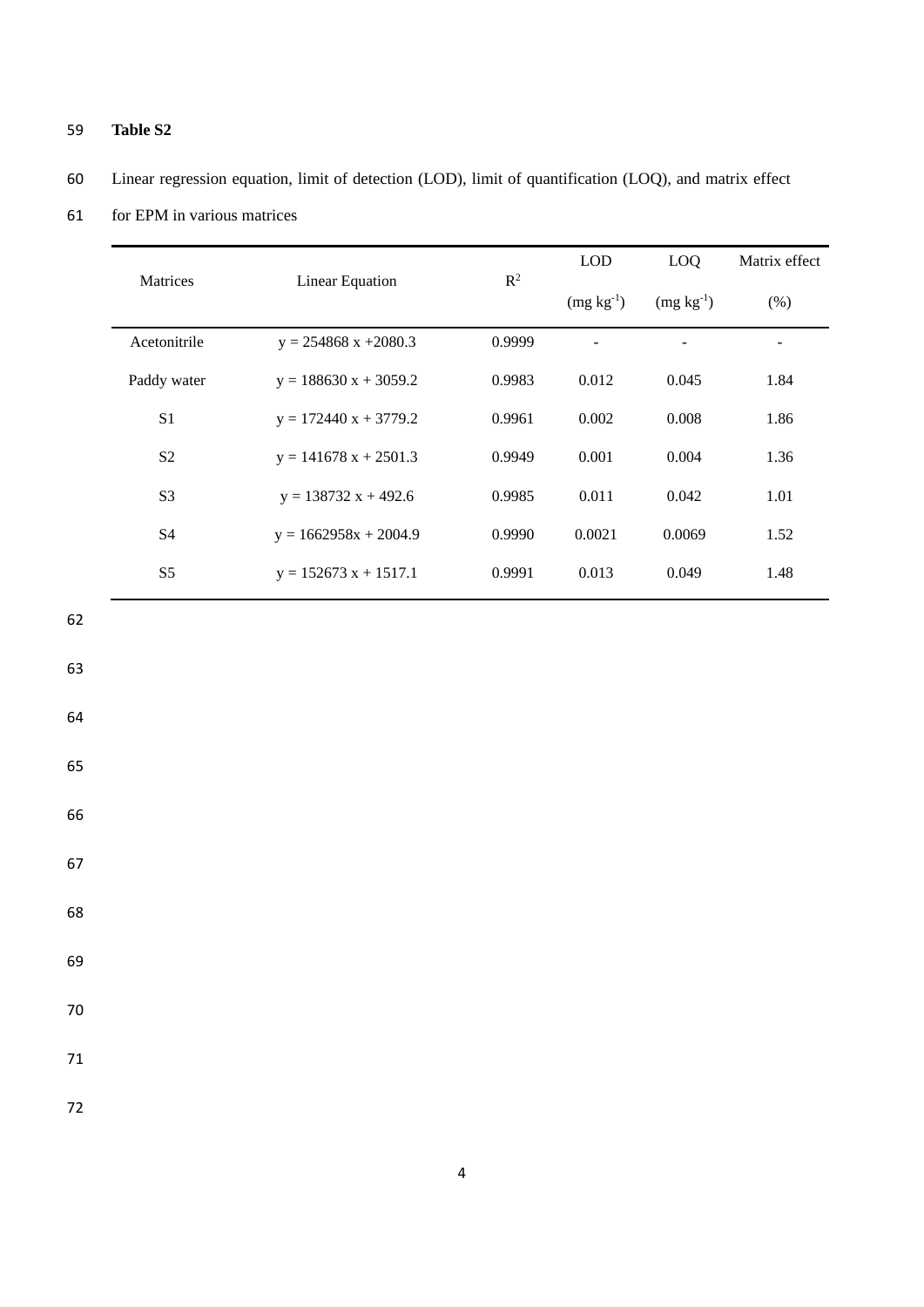**Table S2**

Linear regression equation, limit of detection (LOD), limit of quantification (LOQ), and matrix effect for EPM in various matrices

| Matrices | Linear Equation | $R^2$ | LOD ($mg\ kg^{-1}$) | LOQ ($mg\ kg^{-1}$) | Matrix effect (%) |
|---|---|---|---|---|---|
| Acetonitrile | $y = 254868\ x + 2080.3$ | 0.9999 | - | - | - |
| Paddy water | $y = 188630\ x + 3059.2$ | 0.9983 | 0.012 | 0.045 | 1.84 |
| S1 | $y = 172440\ x + 3779.2$ | 0.9961 | 0.002 | 0.008 | 1.86 |
| S2 | $y = 141678\ x + 2501.3$ | 0.9949 | 0.001 | 0.004 | 1.36 |
| S3 | $y = 138732\ x + 492.6$ | 0.9985 | 0.011 | 0.042 | 1.01 |
| S4 | $y = 1662958x + 2004.9$ | 0.9990 | 0.0021 | 0.0069 | 1.52 |
| S5 | $y = 152673\ x + 1517.1$ | 0.9991 | 0.013 | 0.049 | 1.48 |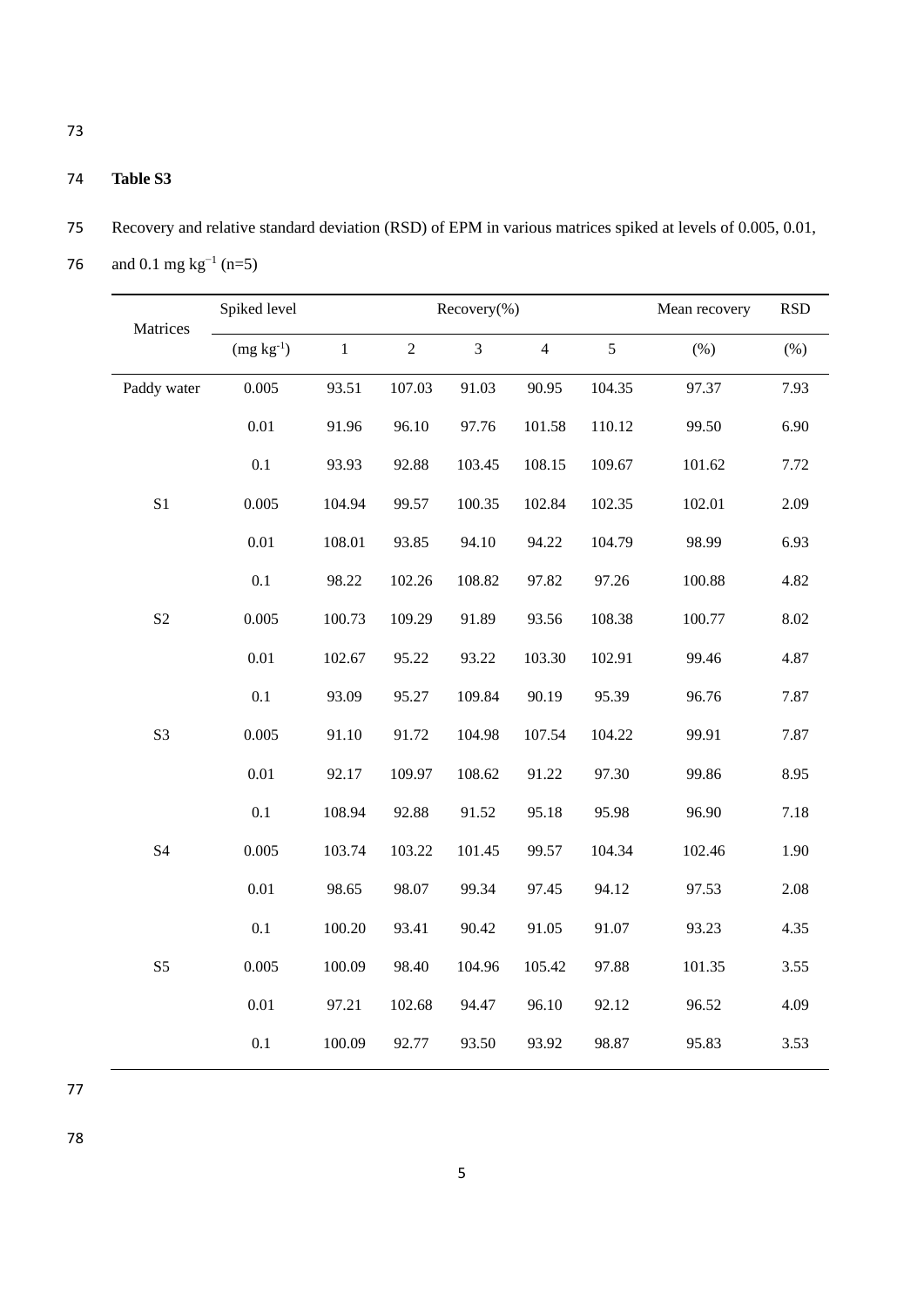**Table S3**

Recovery and relative standard deviation (RSD) of EPM in various matrices spiked at levels of 0.005, 0.01, and 0.1 mg kg$^{-1}$ (n=5)

| Matrices | Spiked level | Recovery(%) | | | | | Mean recovery | RSD |
|---|---|---|---|---|---|---|---|---|
| | (mg kg$^{-1}$) | 1 | 2 | 3 | 4 | 5 | (%) | (%) |
| Paddy water | 0.005 | 93.51 | 107.03 | 91.03 | 90.95 | 104.35 | 97.37 | 7.93 |
| | 0.01 | 91.96 | 96.10 | 97.76 | 101.58 | 110.12 | 99.50 | 6.90 |
| | 0.1 | 93.93 | 92.88 | 103.45 | 108.15 | 109.67 | 101.62 | 7.72 |
| S1 | 0.005 | 104.94 | 99.57 | 100.35 | 102.84 | 102.35 | 102.01 | 2.09 |
| | 0.01 | 108.01 | 93.85 | 94.10 | 94.22 | 104.79 | 98.99 | 6.93 |
| | 0.1 | 98.22 | 102.26 | 108.82 | 97.82 | 97.26 | 100.88 | 4.82 |
| S2 | 0.005 | 100.73 | 109.29 | 91.89 | 93.56 | 108.38 | 100.77 | 8.02 |
| | 0.01 | 102.67 | 95.22 | 93.22 | 103.30 | 102.91 | 99.46 | 4.87 |
| | 0.1 | 93.09 | 95.27 | 109.84 | 90.19 | 95.39 | 96.76 | 7.87 |
| S3 | 0.005 | 91.10 | 91.72 | 104.98 | 107.54 | 104.22 | 99.91 | 7.87 |
| | 0.01 | 92.17 | 109.97 | 108.62 | 91.22 | 97.30 | 99.86 | 8.95 |
| | 0.1 | 108.94 | 92.88 | 91.52 | 95.18 | 95.98 | 96.90 | 7.18 |
| S4 | 0.005 | 103.74 | 103.22 | 101.45 | 99.57 | 104.34 | 102.46 | 1.90 |
| | 0.01 | 98.65 | 98.07 | 99.34 | 97.45 | 94.12 | 97.53 | 2.08 |
| | 0.1 | 100.20 | 93.41 | 90.42 | 91.05 | 91.07 | 93.23 | 4.35 |
| S5 | 0.005 | 100.09 | 98.40 | 104.96 | 105.42 | 97.88 | 101.35 | 3.55 |
| | 0.01 | 97.21 | 102.68 | 94.47 | 96.10 | 92.12 | 96.52 | 4.09 |
| | 0.1 | 100.09 | 92.77 | 93.50 | 93.92 | 98.87 | 95.83 | 3.53 |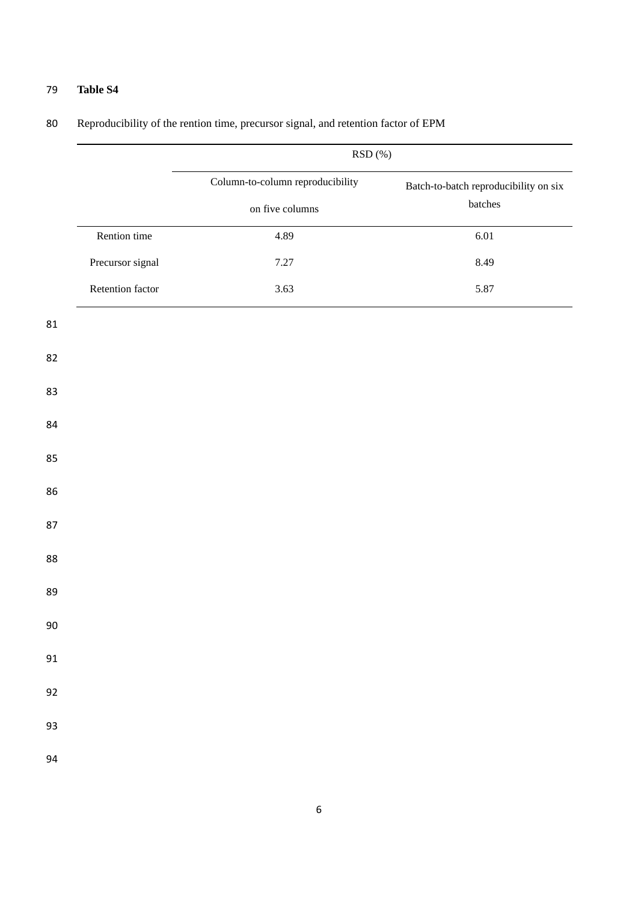**Table S4**

Reproducibility of the rention time, precursor signal, and retention factor of EPM

| | RSD (%) | |
|---|---|---|
| | Column-to-column reproducibility on five columns | Batch-to-batch reproducibility on six batches |
| Rention time | 4.89 | 6.01 |
| Precursor signal | 7.27 | 8.49 |
| Retention factor | 3.63 | 5.87 |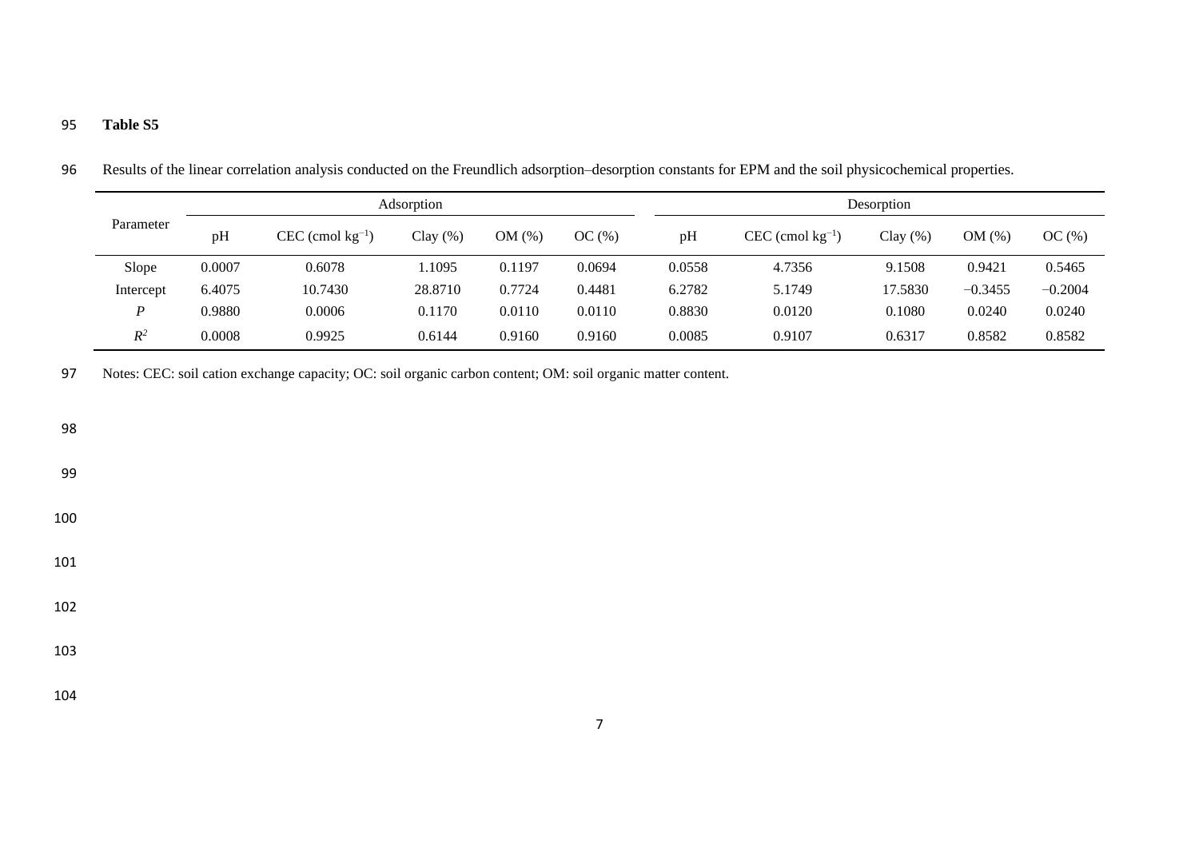**Table S5**

Results of the linear correlation analysis conducted on the Freundlich adsorption–desorption constants for EPM and the soil physicochemical properties.

| Parameter | Adsorption | | | | | Desorption | | | | |
|---|---|---|---|---|---|---|---|---|---|---|
| | pH | CEC (cmol $kg^{-1}$) | Clay (%) | OM (%) | OC (%) | pH | CEC (cmol $kg^{-1}$) | Clay (%) | OM (%) | OC (%) |
| Slope | 0.0007 | 0.6078 | 1.1095 | 0.1197 | 0.0694 | 0.0558 | 4.7356 | 9.1508 | 0.9421 | 0.5465 |
| Intercept | 6.4075 | 10.7430 | 28.8710 | 0.7724 | 0.4481 | 6.2782 | 5.1749 | 17.5830 | −0.3455 | −0.2004 |
| $P$ | 0.9880 | 0.0006 | 0.1170 | 0.0110 | 0.0110 | 0.8830 | 0.0120 | 0.1080 | 0.0240 | 0.0240 |
| $R^2$ | 0.0008 | 0.9925 | 0.6144 | 0.9160 | 0.9160 | 0.0085 | 0.9107 | 0.6317 | 0.8582 | 0.8582 |

Notes: CEC: soil cation exchange capacity; OC: soil organic carbon content; OM: soil organic matter content.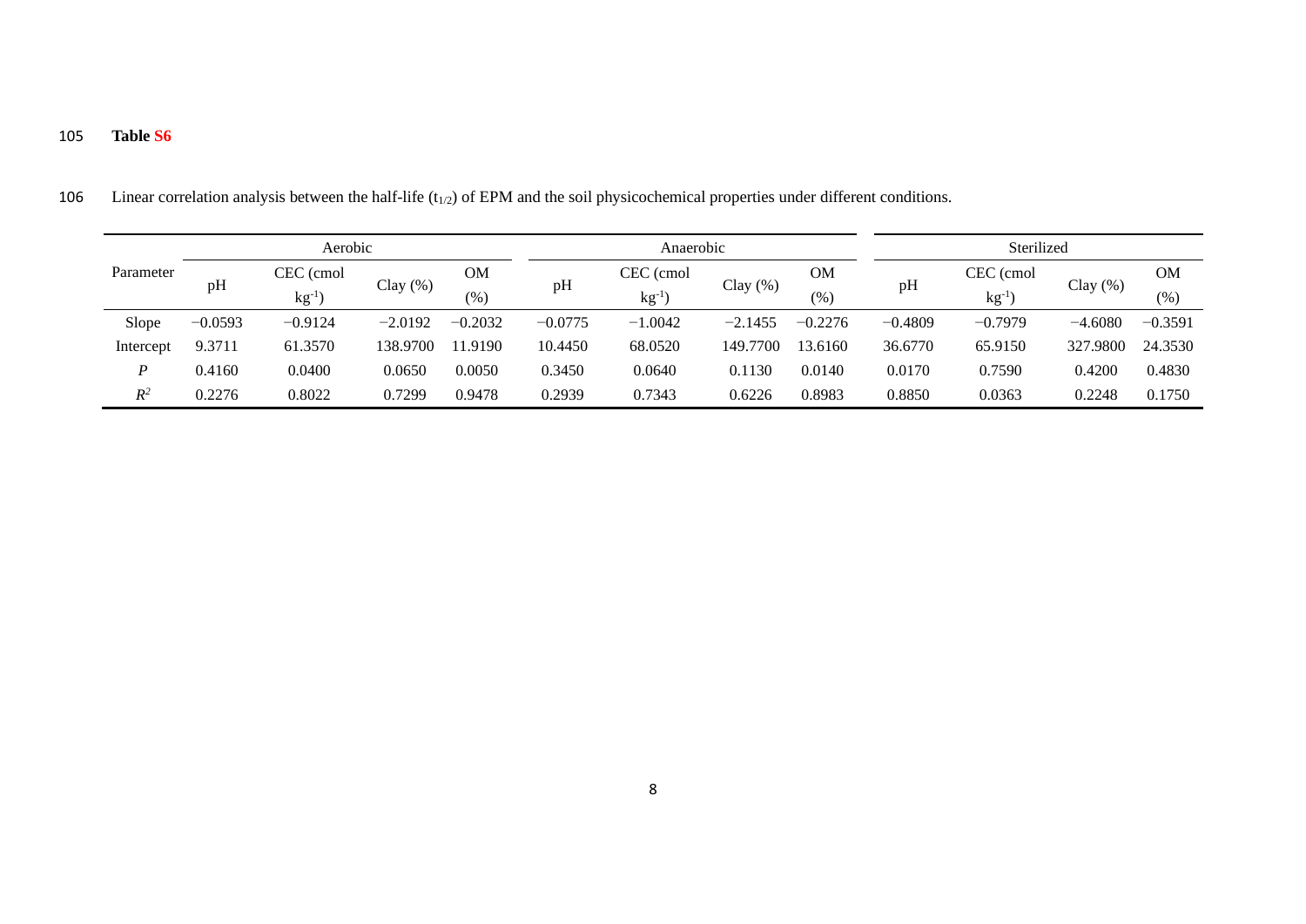**Table S6**

Linear correlation analysis between the half-life ($t_{1/2}$) of EPM and the soil physicochemical properties under different conditions.

| Parameter | Aerobic | | | | Anaerobic | | | | Sterilized | | | |
|---|---|---|---|---|---|---|---|---|---|---|---|---|
| | pH | CEC (cmol $kg^{-1}$) | Clay (%) | OM (%) | pH | CEC (cmol $kg^{-1}$) | Clay (%) | OM (%) | pH | CEC (cmol $kg^{-1}$) | Clay (%) | OM (%) |
| Slope | −0.0593 | −0.9124 | −2.0192 | −0.2032 | −0.0775 | −1.0042 | −2.1455 | −0.2276 | −0.4809 | −0.7979 | −4.6080 | −0.3591 |
| Intercept | 9.3711 | 61.3570 | 138.9700 | 11.9190 | 10.4450 | 68.0520 | 149.7700 | 13.6160 | 36.6770 | 65.9150 | 327.9800 | 24.3530 |
| $P$ | 0.4160 | 0.0400 | 0.0650 | 0.0050 | 0.3450 | 0.0640 | 0.1130 | 0.0140 | 0.0170 | 0.7590 | 0.4200 | 0.4830 |
| $R^2$ | 0.2276 | 0.8022 | 0.7299 | 0.9478 | 0.2939 | 0.7343 | 0.6226 | 0.8983 | 0.8850 | 0.0363 | 0.2248 | 0.1750 |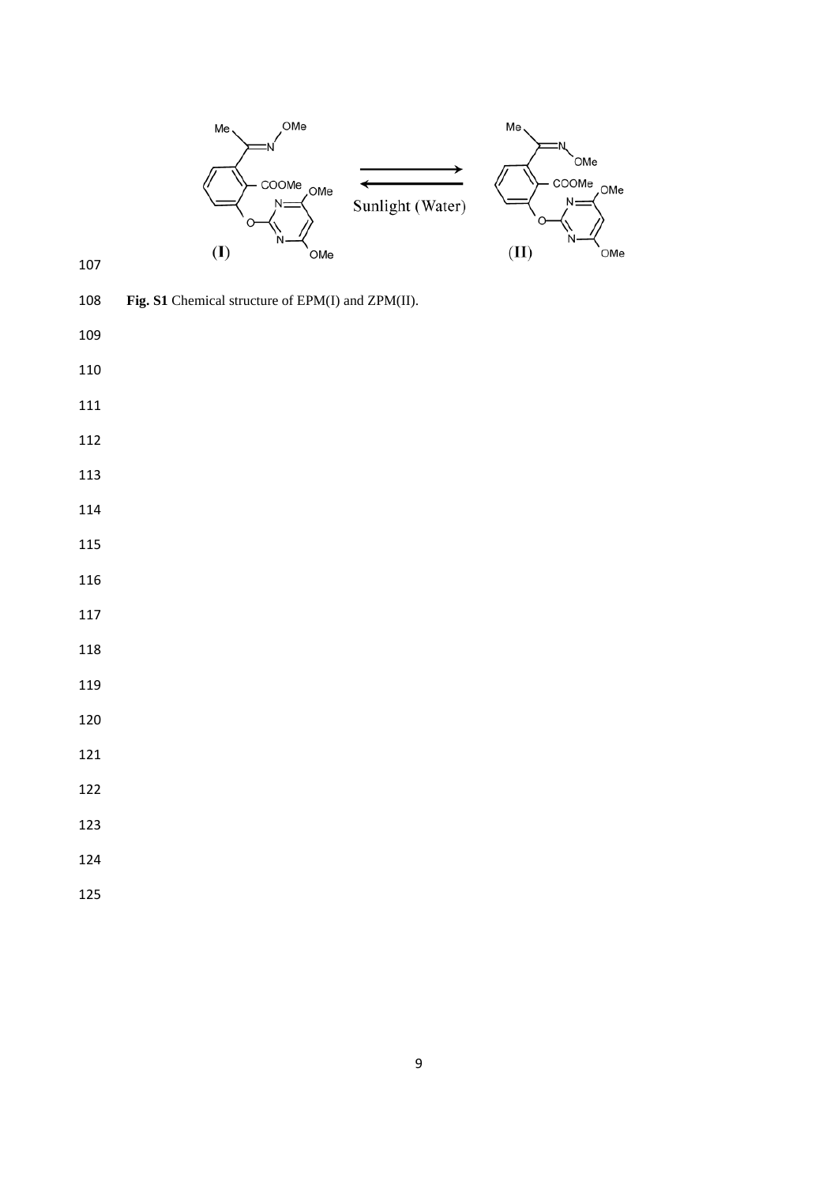**Fig. S1** Chemical structure of EPM(I) and ZPM(II).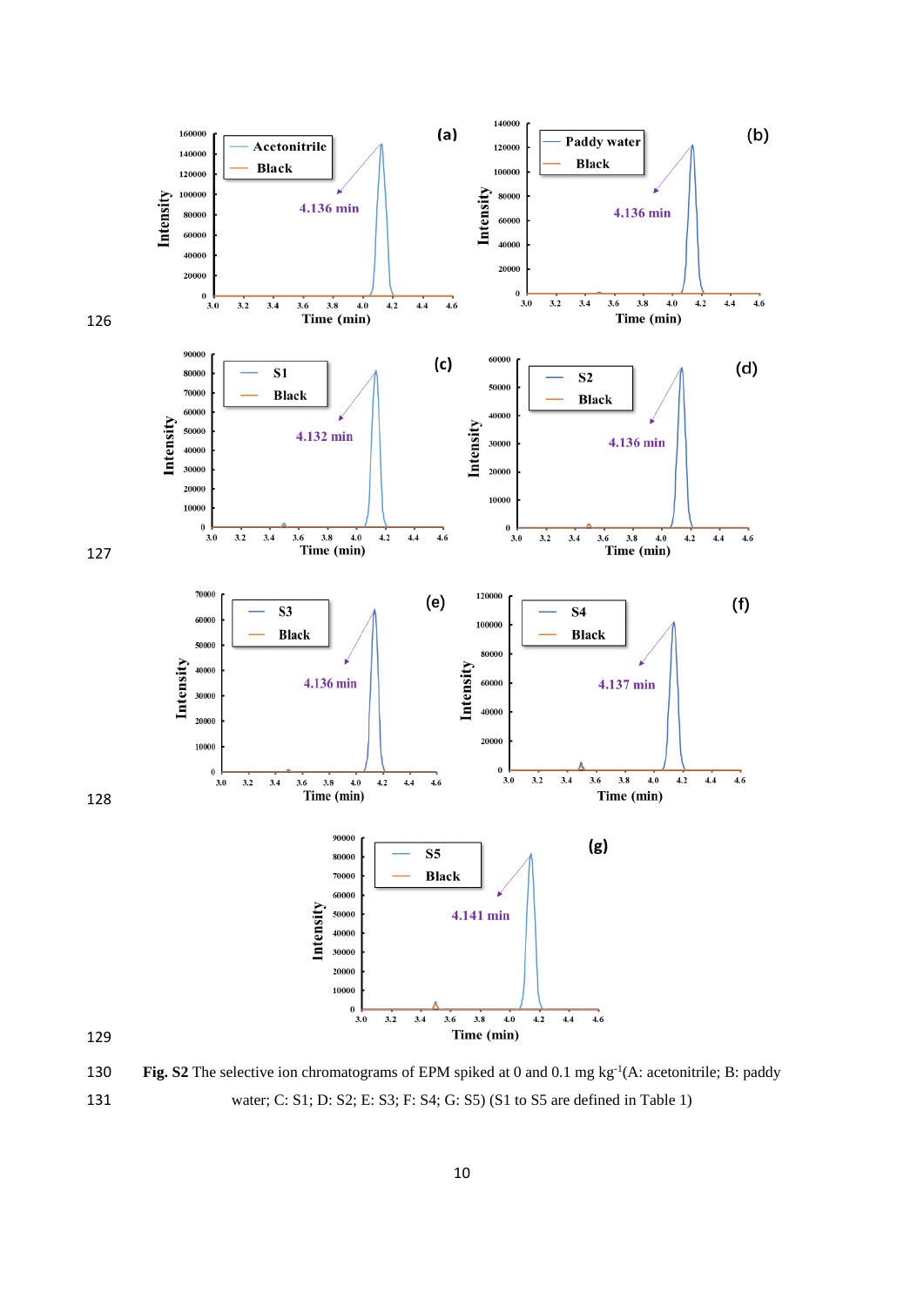Fig. S2 The selective ion chromatograms of EPM spiked at 0 and 0.1 mg kg$^{-1}$(A: acetonitrile; B: paddy water; C: S1; D: S2; E: S3; F: S4; G: S5) (S1 to S5 are defined in Table 1)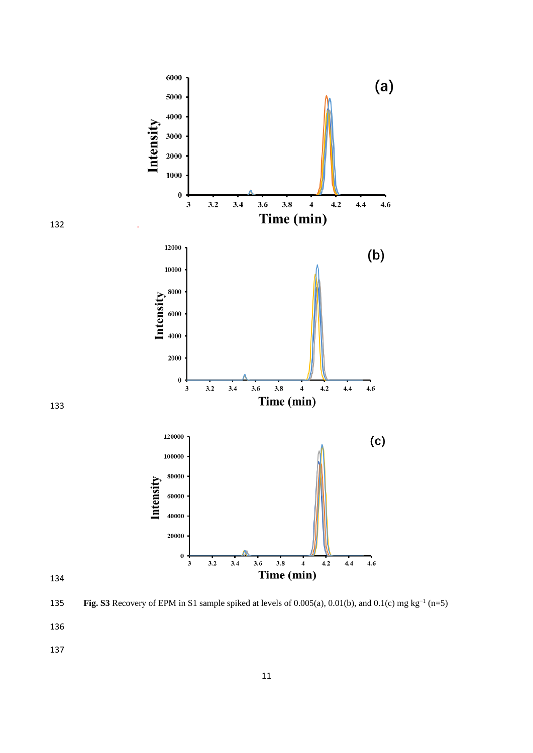**Fig. S3** Recovery of EPM in S1 sample spiked at levels of 0.005(a), 0.01(b), and 0.1(c) mg kg$^{-1}$ (n=5)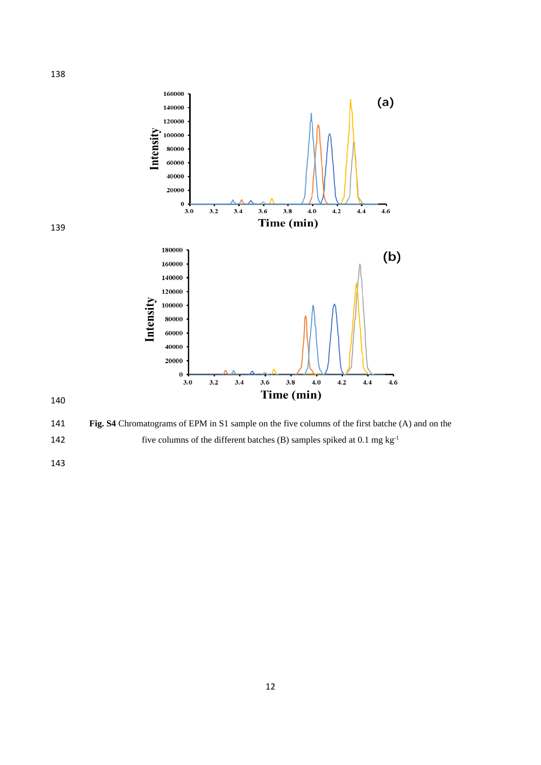(a)

160000
140000
120000
100000
80000
60000
40000
20000
0

Intensity

3.0 3.2 3.4 3.6 3.8 4.0 4.2 4.4 4.6

Time (min)

(b)

180000
160000
140000
120000
100000
80000
60000
40000
20000
0

Intensity

3.0 3.2 3.4 3.6 3.8 4.0 4.2 4.4 4.6

Time (min)

**Fig. S4** Chromatograms of EPM in S1 sample on the five columns of the first batche (A) and on the five columns of the different batches (B) samples spiked at 0.1 mg $kg^{-1}$